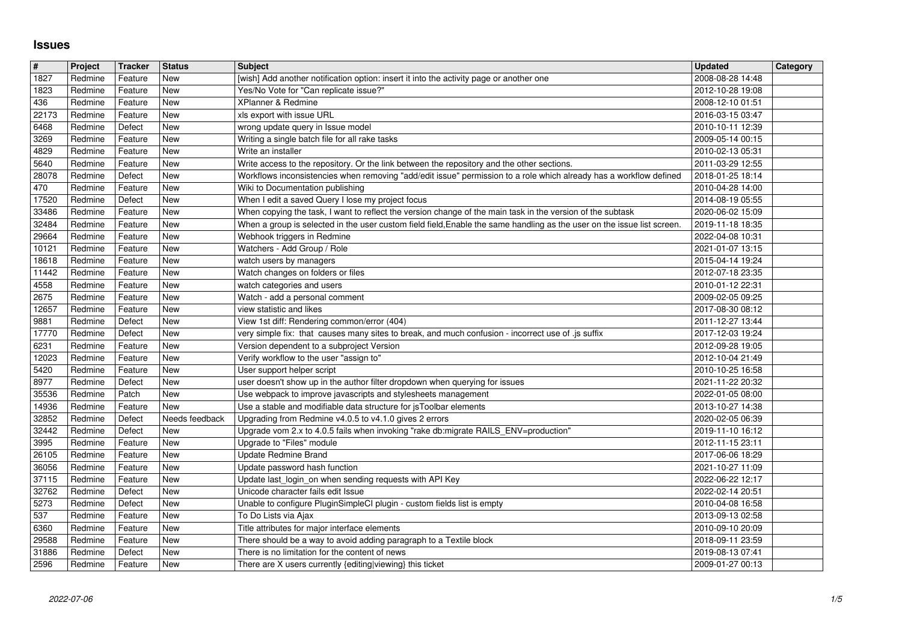# Issues

| # | Project | Tracker | Status | Subject | Updated | Category |
|---|---|---|---|---|---|---|
| 1827 | Redmine | Feature | New | [wish] Add another notification option: insert it into the activity page or another one | 2008-08-28 14:48 | |
| 1823 | Redmine | Feature | New | Yes/No Vote for "Can replicate issue?" | 2012-10-28 19:08 | |
| 436 | Redmine | Feature | New | XPlanner & Redmine | 2008-12-10 01:51 | |
| 22173 | Redmine | Feature | New | xls export with issue URL | 2016-03-15 03:47 | |
| 6468 | Redmine | Defect | New | wrong update query in Issue model | 2010-10-11 12:39 | |
| 3269 | Redmine | Feature | New | Writing a single batch file for all rake tasks | 2009-05-14 00:15 | |
| 4829 | Redmine | Feature | New | Write an installer | 2010-02-13 05:31 | |
| 5640 | Redmine | Feature | New | Write access to the repository. Or the link between the repository and the other sections. | 2011-03-29 12:55 | |
| 28078 | Redmine | Defect | New | Workflows inconsistencies when removing "add/edit issue" permission to a role which already has a workflow defined | 2018-01-25 18:14 | |
| 470 | Redmine | Feature | New | Wiki to Documentation publishing | 2010-04-28 14:00 | |
| 17520 | Redmine | Defect | New | When I edit a saved Query I lose my project focus | 2014-08-19 05:55 | |
| 33486 | Redmine | Feature | New | When copying the task, I want to reflect the version change of the main task in the version of the subtask | 2020-06-02 15:09 | |
| 32484 | Redmine | Feature | New | When a group is selected in the user custom field field,Enable the same handling as the user on the issue list screen. | 2019-11-18 18:35 | |
| 29664 | Redmine | Feature | New | Webhook triggers in Redmine | 2022-04-08 10:31 | |
| 10121 | Redmine | Feature | New | Watchers - Add Group / Role | 2021-01-07 13:15 | |
| 18618 | Redmine | Feature | New | watch users by managers | 2015-04-14 19:24 | |
| 11442 | Redmine | Feature | New | Watch changes on folders or files | 2012-07-18 23:35 | |
| 4558 | Redmine | Feature | New | watch categories and users | 2010-01-12 22:31 | |
| 2675 | Redmine | Feature | New | Watch - add a personal comment | 2009-02-05 09:25 | |
| 12657 | Redmine | Feature | New | view statistic and likes | 2017-08-30 08:12 | |
| 9881 | Redmine | Defect | New | View 1st diff: Rendering common/error (404) | 2011-12-27 13:44 | |
| 17770 | Redmine | Defect | New | very simple fix: that causes many sites to break, and much confusion - incorrect use of .js suffix | 2017-12-03 19:24 | |
| 6231 | Redmine | Feature | New | Version dependent to a subproject Version | 2012-09-28 19:05 | |
| 12023 | Redmine | Feature | New | Verify workflow to the user "assign to" | 2012-10-04 21:49 | |
| 5420 | Redmine | Feature | New | User support helper script | 2010-10-25 16:58 | |
| 8977 | Redmine | Defect | New | user doesn't show up in the author filter dropdown when querying for issues | 2021-11-22 20:32 | |
| 35536 | Redmine | Patch | New | Use webpack to improve javascripts and stylesheets management | 2022-01-05 08:00 | |
| 14936 | Redmine | Feature | New | Use a stable and modifiable data structure for jsToolbar elements | 2013-10-27 14:38 | |
| 32852 | Redmine | Defect | Needs feedback | Upgrading from Redmine v4.0.5 to v4.1.0 gives 2 errors | 2020-02-05 06:39 | |
| 32442 | Redmine | Defect | New | Upgrade vom 2.x to 4.0.5 fails when invoking "rake db:migrate RAILS_ENV=production" | 2019-11-10 16:12 | |
| 3995 | Redmine | Feature | New | Upgrade to "Files" module | 2012-11-15 23:11 | |
| 26105 | Redmine | Feature | New | Update Redmine Brand | 2017-06-06 18:29 | |
| 36056 | Redmine | Feature | New | Update password hash function | 2021-10-27 11:09 | |
| 37115 | Redmine | Feature | New | Update last_login_on when sending requests with API Key | 2022-06-22 12:17 | |
| 32762 | Redmine | Defect | New | Unicode character fails edit Issue | 2022-02-14 20:51 | |
| 5273 | Redmine | Defect | New | Unable to configure PluginSimpleCI plugin - custom fields list is empty | 2010-04-08 16:58 | |
| 537 | Redmine | Feature | New | To Do Lists via Ajax | 2013-09-13 02:58 | |
| 6360 | Redmine | Feature | New | Title attributes for major interface elements | 2010-09-10 20:09 | |
| 29588 | Redmine | Feature | New | There should be a way to avoid adding paragraph to a Textile block | 2018-09-11 23:59 | |
| 31886 | Redmine | Defect | New | There is no limitation for the content of news | 2019-08-13 07:41 | |
| 2596 | Redmine | Feature | New | There are X users currently {editing\|viewing} this ticket | 2009-01-27 00:13 | |

2022-07-06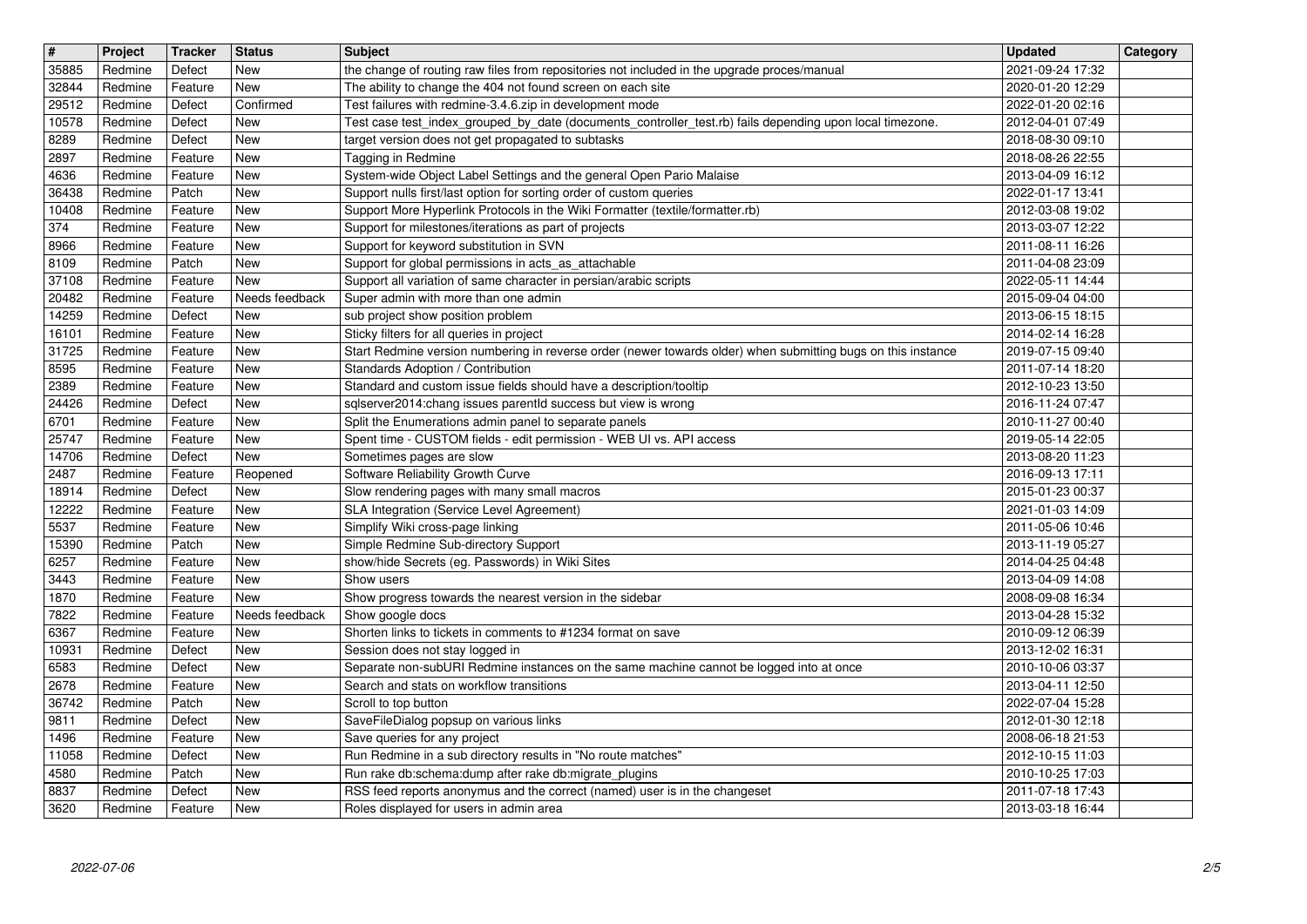| # | Project | Tracker | Status | Subject | Updated | Category |
|---|---|---|---|---|---|---|
| 35885 | Redmine | Defect | New | the change of routing raw files from repositories not included in the upgrade proces/manual | 2021-09-24 17:32 | |
| 32844 | Redmine | Feature | New | The ability to change the 404 not found screen on each site | 2020-01-20 12:29 | |
| 29512 | Redmine | Defect | Confirmed | Test failures with redmine-3.4.6.zip in development mode | 2022-01-20 02:16 | |
| 10578 | Redmine | Defect | New | Test case test_index_grouped_by_date (documents_controller_test.rb) fails depending upon local timezone. | 2012-04-01 07:49 | |
| 8289 | Redmine | Defect | New | target version does not get propagated to subtasks | 2018-08-30 09:10 | |
| 2897 | Redmine | Feature | New | Tagging in Redmine | 2018-08-26 22:55 | |
| 4636 | Redmine | Feature | New | System-wide Object Label Settings and the general Open Pario Malaise | 2013-04-09 16:12 | |
| 36438 | Redmine | Patch | New | Support nulls first/last option for sorting order of custom queries | 2022-01-17 13:41 | |
| 10408 | Redmine | Feature | New | Support More Hyperlink Protocols in the Wiki Formatter (textile/formatter.rb) | 2012-03-08 19:02 | |
| 374 | Redmine | Feature | New | Support for milestones/iterations as part of projects | 2013-03-07 12:22 | |
| 8966 | Redmine | Feature | New | Support for keyword substitution in SVN | 2011-08-11 16:26 | |
| 8109 | Redmine | Patch | New | Support for global permissions in acts_as_attachable | 2011-04-08 23:09 | |
| 37108 | Redmine | Feature | New | Support all variation of same character in persian/arabic scripts | 2022-05-11 14:44 | |
| 20482 | Redmine | Feature | Needs feedback | Super admin with more than one admin | 2015-09-04 04:00 | |
| 14259 | Redmine | Defect | New | sub project show position problem | 2013-06-15 18:15 | |
| 16101 | Redmine | Feature | New | Sticky filters for all queries in project | 2014-02-14 16:28 | |
| 31725 | Redmine | Feature | New | Start Redmine version numbering in reverse order (newer towards older) when submitting bugs on this instance | 2019-07-15 09:40 | |
| 8595 | Redmine | Feature | New | Standards Adoption / Contribution | 2011-07-14 18:20 | |
| 2389 | Redmine | Feature | New | Standard and custom issue fields should have a description/tooltip | 2012-10-23 13:50 | |
| 24426 | Redmine | Defect | New | sqlserver2014:chang issues parentId success but view is wrong | 2016-11-24 07:47 | |
| 6701 | Redmine | Feature | New | Split the Enumerations admin panel to separate panels | 2010-11-27 00:40 | |
| 25747 | Redmine | Feature | New | Spent time - CUSTOM fields - edit permission - WEB UI vs. API access | 2019-05-14 22:05 | |
| 14706 | Redmine | Defect | New | Sometimes pages are slow | 2013-08-20 11:23 | |
| 2487 | Redmine | Feature | Reopened | Software Reliability Growth Curve | 2016-09-13 17:11 | |
| 18914 | Redmine | Defect | New | Slow rendering pages with many small macros | 2015-01-23 00:37 | |
| 12222 | Redmine | Feature | New | SLA Integration (Service Level Agreement) | 2021-01-03 14:09 | |
| 5537 | Redmine | Feature | New | Simplify Wiki cross-page linking | 2011-05-06 10:46 | |
| 15390 | Redmine | Patch | New | Simple Redmine Sub-directory Support | 2013-11-19 05:27 | |
| 6257 | Redmine | Feature | New | show/hide Secrets (eg. Passwords) in Wiki Sites | 2014-04-25 04:48 | |
| 3443 | Redmine | Feature | New | Show users | 2013-04-09 14:08 | |
| 1870 | Redmine | Feature | New | Show progress towards the nearest version in the sidebar | 2008-09-08 16:34 | |
| 7822 | Redmine | Feature | Needs feedback | Show google docs | 2013-04-28 15:32 | |
| 6367 | Redmine | Feature | New | Shorten links to tickets in comments to #1234 format on save | 2010-09-12 06:39 | |
| 10931 | Redmine | Defect | New | Session does not stay logged in | 2013-12-02 16:31 | |
| 6583 | Redmine | Defect | New | Separate non-subURI Redmine instances on the same machine cannot be logged into at once | 2010-10-06 03:37 | |
| 2678 | Redmine | Feature | New | Search and stats on workflow transitions | 2013-04-11 12:50 | |
| 36742 | Redmine | Patch | New | Scroll to top button | 2022-07-04 15:28 | |
| 9811 | Redmine | Defect | New | SaveFileDialog popsup on various links | 2012-01-30 12:18 | |
| 1496 | Redmine | Feature | New | Save queries for any project | 2008-06-18 21:53 | |
| 11058 | Redmine | Defect | New | Run Redmine in a sub directory results in "No route matches" | 2012-10-15 11:03 | |
| 4580 | Redmine | Patch | New | Run rake db:schema:dump after rake db:migrate_plugins | 2010-10-25 17:03 | |
| 8837 | Redmine | Defect | New | RSS feed reports anonymus and the correct (named) user is in the changeset | 2011-07-18 17:43 | |
| 3620 | Redmine | Feature | New | Roles displayed for users in admin area | 2013-03-18 16:44 | |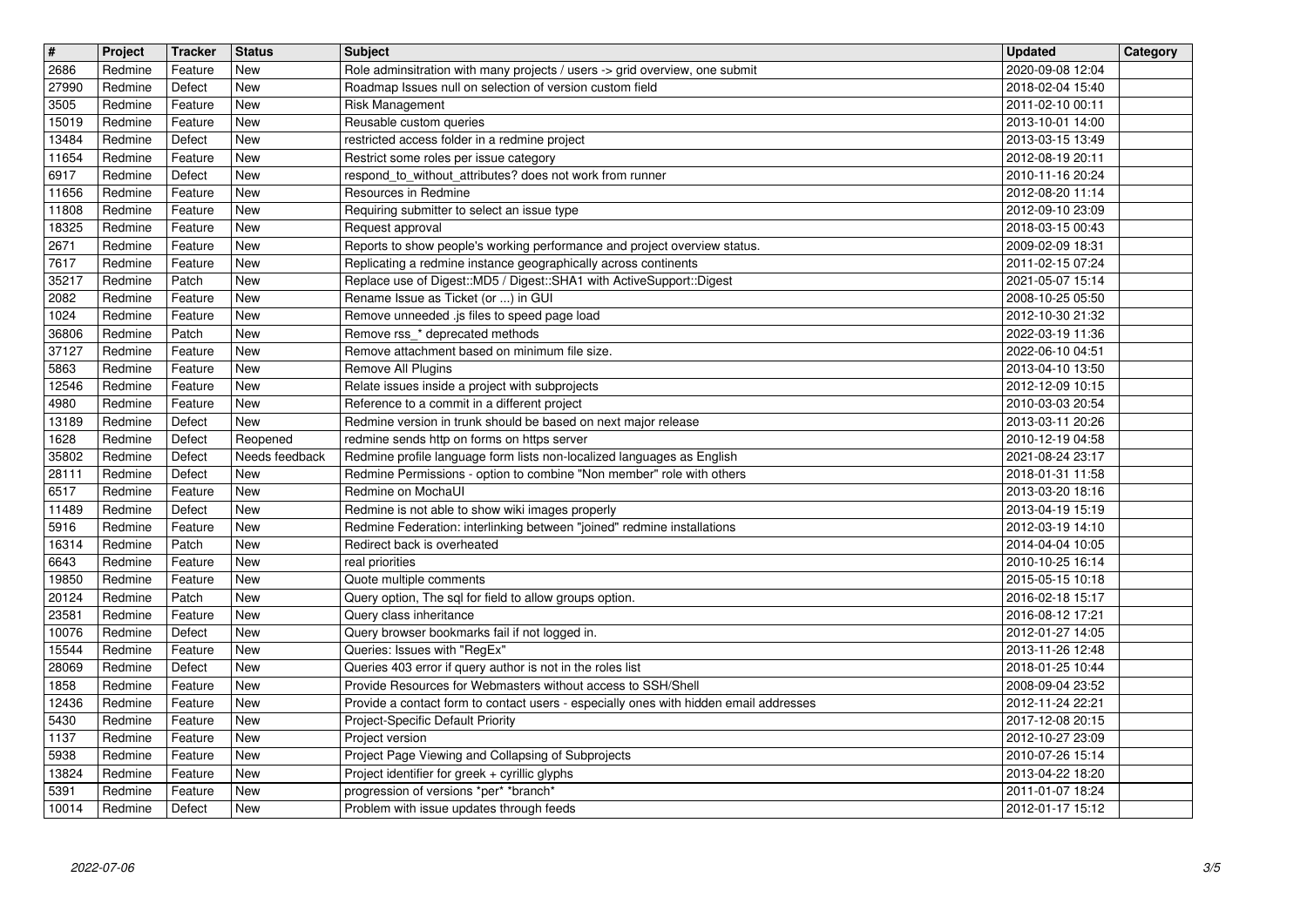| # | Project | Tracker | Status | Subject | Updated | Category |
|---|---|---|---|---|---|---|
| 2686 | Redmine | Feature | New | Role adminsitration with many projects / users -> grid overview, one submit | 2020-09-08 12:04 | |
| 27990 | Redmine | Defect | New | Roadmap Issues null on selection of version custom field | 2018-02-04 15:40 | |
| 3505 | Redmine | Feature | New | Risk Management | 2011-02-10 00:11 | |
| 15019 | Redmine | Feature | New | Reusable custom queries | 2013-10-01 14:00 | |
| 13484 | Redmine | Defect | New | restricted access folder in a redmine project | 2013-03-15 13:49 | |
| 11654 | Redmine | Feature | New | Restrict some roles per issue category | 2012-08-19 20:11 | |
| 6917 | Redmine | Defect | New | respond_to_without_attributes? does not work from runner | 2010-11-16 20:24 | |
| 11656 | Redmine | Feature | New | Resources in Redmine | 2012-08-20 11:14 | |
| 11808 | Redmine | Feature | New | Requiring submitter to select an issue type | 2012-09-10 23:09 | |
| 18325 | Redmine | Feature | New | Request approval | 2018-03-15 00:43 | |
| 2671 | Redmine | Feature | New | Reports to show people's working performance and project overview status. | 2009-02-09 18:31 | |
| 7617 | Redmine | Feature | New | Replicating a redmine instance geographically across continents | 2011-02-15 07:24 | |
| 35217 | Redmine | Patch | New | Replace use of Digest::MD5 / Digest::SHA1 with ActiveSupport::Digest | 2021-05-07 15:14 | |
| 2082 | Redmine | Feature | New | Rename Issue as Ticket (or ...) in GUI | 2008-10-25 05:50 | |
| 1024 | Redmine | Feature | New | Remove unneeded .js files to speed page load | 2012-10-30 21:32 | |
| 36806 | Redmine | Patch | New | Remove rss_* deprecated methods | 2022-03-19 11:36 | |
| 37127 | Redmine | Feature | New | Remove attachment based on minimum file size. | 2022-06-10 04:51 | |
| 5863 | Redmine | Feature | New | Remove All Plugins | 2013-04-10 13:50 | |
| 12546 | Redmine | Feature | New | Relate issues inside a project with subprojects | 2012-12-09 10:15 | |
| 4980 | Redmine | Feature | New | Reference to a commit in a different project | 2010-03-03 20:54 | |
| 13189 | Redmine | Defect | New | Redmine version in trunk should be based on next major release | 2013-03-11 20:26 | |
| 1628 | Redmine | Defect | Reopened | redmine sends http on forms on https server | 2010-12-19 04:58 | |
| 35802 | Redmine | Defect | Needs feedback | Redmine profile language form lists non-localized languages as English | 2021-08-24 23:17 | |
| 28111 | Redmine | Defect | New | Redmine Permissions - option to combine "Non member" role with others | 2018-01-31 11:58 | |
| 6517 | Redmine | Feature | New | Redmine on MochaUI | 2013-03-20 18:16 | |
| 11489 | Redmine | Defect | New | Redmine is not able to show wiki images properly | 2013-04-19 15:19 | |
| 5916 | Redmine | Feature | New | Redmine Federation: interlinking between "joined" redmine installations | 2012-03-19 14:10 | |
| 16314 | Redmine | Patch | New | Redirect back is overheated | 2014-04-04 10:05 | |
| 6643 | Redmine | Feature | New | real priorities | 2010-10-25 16:14 | |
| 19850 | Redmine | Feature | New | Quote multiple comments | 2015-05-15 10:18 | |
| 20124 | Redmine | Patch | New | Query option, The sql for field to allow groups option. | 2016-02-18 15:17 | |
| 23581 | Redmine | Feature | New | Query class inheritance | 2016-08-12 17:21 | |
| 10076 | Redmine | Defect | New | Query browser bookmarks fail if not logged in. | 2012-01-27 14:05 | |
| 15544 | Redmine | Feature | New | Queries: Issues with "RegEx" | 2013-11-26 12:48 | |
| 28069 | Redmine | Defect | New | Queries 403 error if query author is not in the roles list | 2018-01-25 10:44 | |
| 1858 | Redmine | Feature | New | Provide Resources for Webmasters without access to SSH/Shell | 2008-09-04 23:52 | |
| 12436 | Redmine | Feature | New | Provide a contact form to contact users - especially ones with hidden email addresses | 2012-11-24 22:21 | |
| 5430 | Redmine | Feature | New | Project-Specific Default Priority | 2017-12-08 20:15 | |
| 1137 | Redmine | Feature | New | Project version | 2012-10-27 23:09 | |
| 5938 | Redmine | Feature | New | Project Page Viewing and Collapsing of Subprojects | 2010-07-26 15:14 | |
| 13824 | Redmine | Feature | New | Project identifier for greek + cyrillic glyphs | 2013-04-22 18:20 | |
| 5391 | Redmine | Feature | New | progression of versions *per* *branch* | 2011-01-07 18:24 | |
| 10014 | Redmine | Defect | New | Problem with issue updates through feeds | 2012-01-17 15:12 | |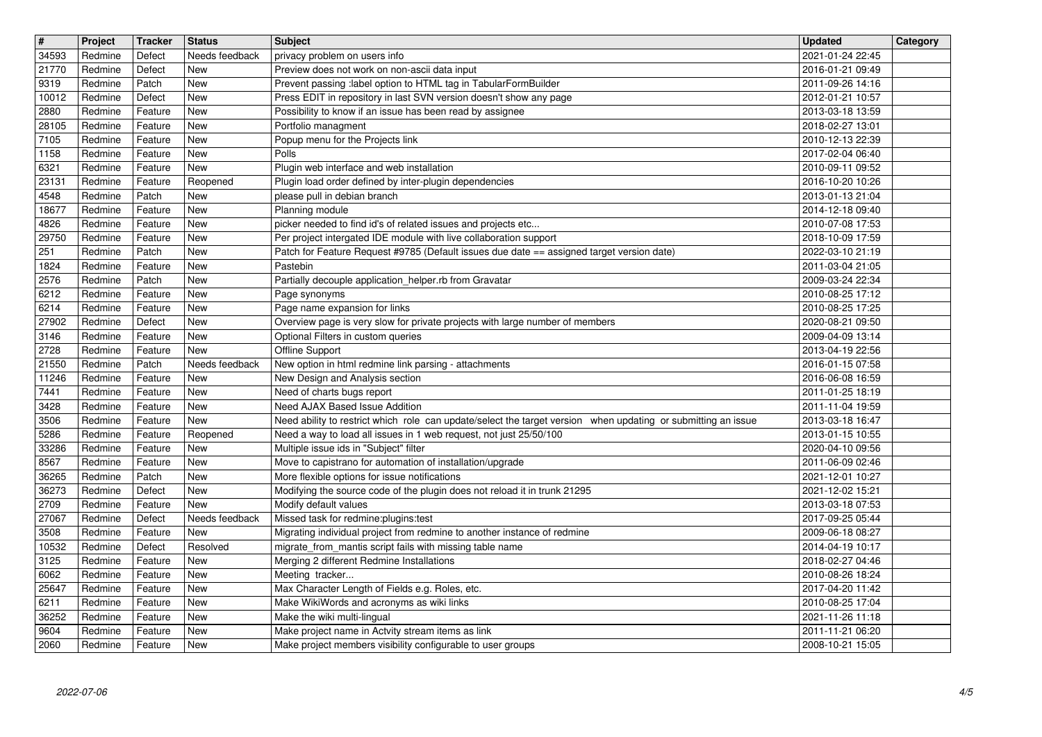| # | Project | Tracker | Status | Subject | Updated | Category |
| --- | --- | --- | --- | --- | --- | --- |
| 34593 | Redmine | Defect | Needs feedback | privacy problem on users info | 2021-01-24 22:45 | |
| 21770 | Redmine | Defect | New | Preview does not work on non-ascii data input | 2016-01-21 09:49 | |
| 9319 | Redmine | Patch | New | Prevent passing :label option to HTML tag in TabularFormBuilder | 2011-09-26 14:16 | |
| 10012 | Redmine | Defect | New | Press EDIT in repository in last SVN version doesn't show any page | 2012-01-21 10:57 | |
| 2880 | Redmine | Feature | New | Possibility to know if an issue has been read by assignee | 2013-03-18 13:59 | |
| 28105 | Redmine | Feature | New | Portfolio managment | 2018-02-27 13:01 | |
| 7105 | Redmine | Feature | New | Popup menu for the Projects link | 2010-12-13 22:39 | |
| 1158 | Redmine | Feature | New | Polls | 2017-02-04 06:40 | |
| 6321 | Redmine | Feature | New | Plugin web interface and web installation | 2010-09-11 09:52 | |
| 23131 | Redmine | Feature | Reopened | Plugin load order defined by inter-plugin dependencies | 2016-10-20 10:26 | |
| 4548 | Redmine | Patch | New | please pull in debian branch | 2013-01-13 21:04 | |
| 18677 | Redmine | Feature | New | Planning module | 2014-12-18 09:40 | |
| 4826 | Redmine | Feature | New | picker needed to find id's of related issues and projects etc... | 2010-07-08 17:53 | |
| 29750 | Redmine | Feature | New | Per project intergated IDE module with live collaboration support | 2018-10-09 17:59 | |
| 251 | Redmine | Patch | New | Patch for Feature Request #9785 (Default issues due date == assigned target version date) | 2022-03-10 21:19 | |
| 1824 | Redmine | Feature | New | Pastebin | 2011-03-04 21:05 | |
| 2576 | Redmine | Patch | New | Partially decouple application_helper.rb from Gravatar | 2009-03-24 22:34 | |
| 6212 | Redmine | Feature | New | Page synonyms | 2010-08-25 17:12 | |
| 6214 | Redmine | Feature | New | Page name expansion for links | 2010-08-25 17:25 | |
| 27902 | Redmine | Defect | New | Overview page is very slow for private projects with large number of members | 2020-08-21 09:50 | |
| 3146 | Redmine | Feature | New | Optional Filters in custom queries | 2009-04-09 13:14 | |
| 2728 | Redmine | Feature | New | Offline Support | 2013-04-19 22:56 | |
| 21550 | Redmine | Patch | Needs feedback | New option in html redmine link parsing - attachments | 2016-01-15 07:58 | |
| 11246 | Redmine | Feature | New | New Design and Analysis section | 2016-06-08 16:59 | |
| 7441 | Redmine | Feature | New | Need of charts bugs report | 2011-01-25 18:19 | |
| 3428 | Redmine | Feature | New | Need AJAX Based Issue Addition | 2011-11-04 19:59 | |
| 3506 | Redmine | Feature | New | Need ability to restrict which role can update/select the target version when updating or submitting an issue | 2013-03-18 16:47 | |
| 5286 | Redmine | Feature | Reopened | Need a way to load all issues in 1 web request, not just 25/50/100 | 2013-01-15 10:55 | |
| 33286 | Redmine | Feature | New | Multiple issue ids in "Subject" filter | 2020-04-10 09:56 | |
| 8567 | Redmine | Feature | New | Move to capistrano for automation of installation/upgrade | 2011-06-09 02:46 | |
| 36265 | Redmine | Patch | New | More flexible options for issue notifications | 2021-12-01 10:27 | |
| 36273 | Redmine | Defect | New | Modifying the source code of the plugin does not reload it in trunk 21295 | 2021-12-02 15:21 | |
| 2709 | Redmine | Feature | New | Modify default values | 2013-03-18 07:53 | |
| 27067 | Redmine | Defect | Needs feedback | Missed task for redmine:plugins:test | 2017-09-25 05:44 | |
| 3508 | Redmine | Feature | New | Migrating individual project from redmine to another instance of redmine | 2009-06-18 08:27 | |
| 10532 | Redmine | Defect | Resolved | migrate_from_mantis script fails with missing table name | 2014-04-19 10:17 | |
| 3125 | Redmine | Feature | New | Merging 2 different Redmine Installations | 2018-02-27 04:46 | |
| 6062 | Redmine | Feature | New | Meeting tracker... | 2010-08-26 18:24 | |
| 25647 | Redmine | Feature | New | Max Character Length of Fields e.g. Roles, etc. | 2017-04-20 11:42 | |
| 6211 | Redmine | Feature | New | Make WikiWords and acronyms as wiki links | 2010-08-25 17:04 | |
| 36252 | Redmine | Feature | New | Make the wiki multi-lingual | 2021-11-26 11:18 | |
| 9604 | Redmine | Feature | New | Make project name in Actvity stream items as link | 2011-11-21 06:20 | |
| 2060 | Redmine | Feature | New | Make project members visibility configurable to user groups | 2008-10-21 15:05 | |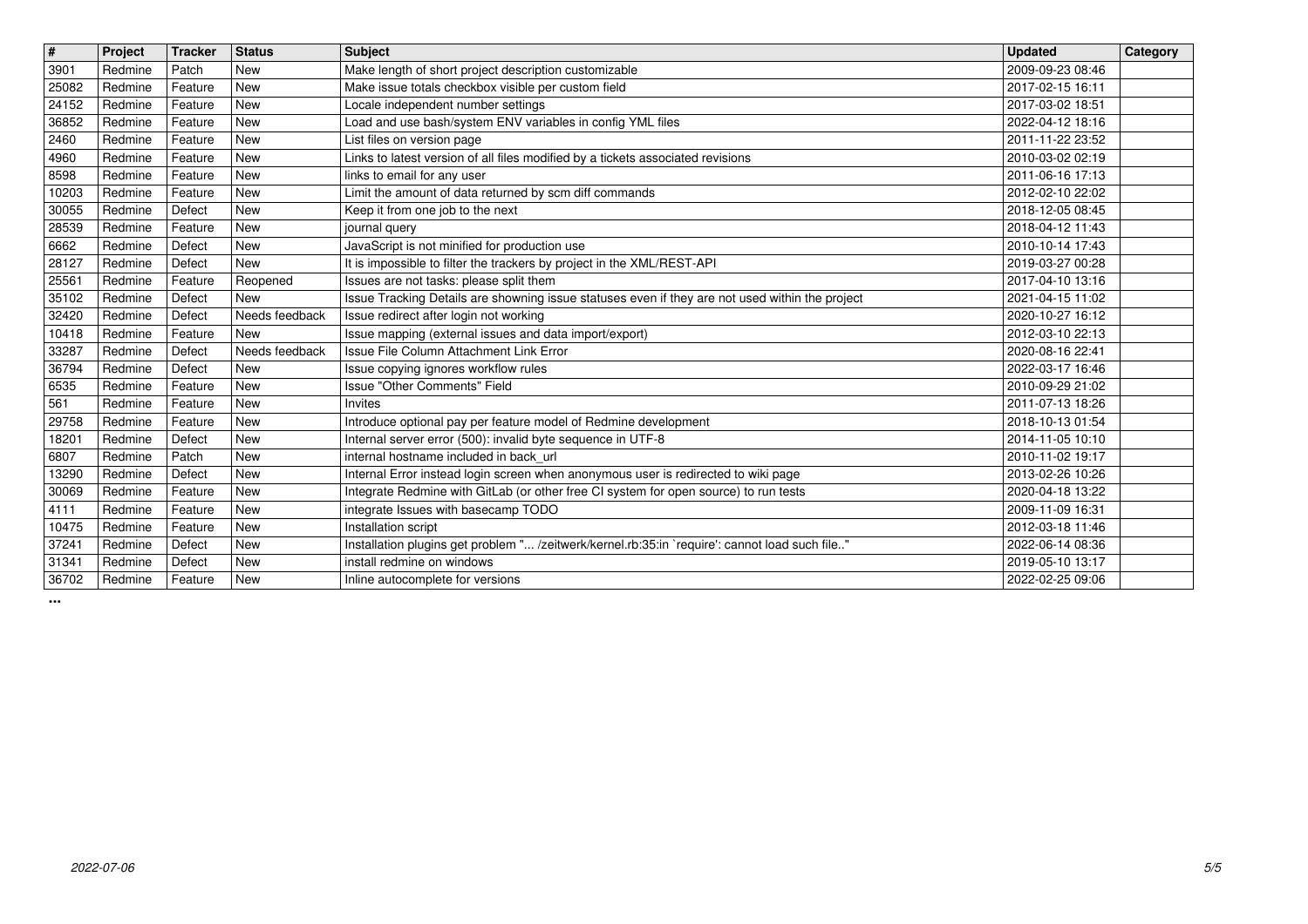| # | Project | Tracker | Status | Subject | Updated | Category |
|---|---|---|---|---|---|---|
| 3901 | Redmine | Patch | New | Make length of short project description customizable | 2009-09-23 08:46 | |
| 25082 | Redmine | Feature | New | Make issue totals checkbox visible per custom field | 2017-02-15 16:11 | |
| 24152 | Redmine | Feature | New | Locale independent number settings | 2017-03-02 18:51 | |
| 36852 | Redmine | Feature | New | Load and use bash/system ENV variables in config YML files | 2022-04-12 18:16 | |
| 2460 | Redmine | Feature | New | List files on version page | 2011-11-22 23:52 | |
| 4960 | Redmine | Feature | New | Links to latest version of all files modified by a tickets associated revisions | 2010-03-02 02:19 | |
| 8598 | Redmine | Feature | New | links to email for any user | 2011-06-16 17:13 | |
| 10203 | Redmine | Feature | New | Limit the amount of data returned by scm diff commands | 2012-02-10 22:02 | |
| 30055 | Redmine | Defect | New | Keep it from one job to the next | 2018-12-05 08:45 | |
| 28539 | Redmine | Feature | New | journal query | 2018-04-12 11:43 | |
| 6662 | Redmine | Defect | New | JavaScript is not minified for production use | 2010-10-14 17:43 | |
| 28127 | Redmine | Defect | New | It is impossible to filter the trackers by project in the XML/REST-API | 2019-03-27 00:28 | |
| 25561 | Redmine | Feature | Reopened | Issues are not tasks: please split them | 2017-04-10 13:16 | |
| 35102 | Redmine | Defect | New | Issue Tracking Details are showning issue statuses even if they are not used within the project | 2021-04-15 11:02 | |
| 32420 | Redmine | Defect | Needs feedback | Issue redirect after login not working | 2020-10-27 16:12 | |
| 10418 | Redmine | Feature | New | Issue mapping (external issues and data import/export) | 2012-03-10 22:13 | |
| 33287 | Redmine | Defect | Needs feedback | Issue File Column Attachment Link Error | 2020-08-16 22:41 | |
| 36794 | Redmine | Defect | New | Issue copying ignores workflow rules | 2022-03-17 16:46 | |
| 6535 | Redmine | Feature | New | Issue "Other Comments" Field | 2010-09-29 21:02 | |
| 561 | Redmine | Feature | New | Invites | 2011-07-13 18:26 | |
| 29758 | Redmine | Feature | New | Introduce optional pay per feature model of Redmine development | 2018-10-13 01:54 | |
| 18201 | Redmine | Defect | New | Internal server error (500): invalid byte sequence in UTF-8 | 2014-11-05 10:10 | |
| 6807 | Redmine | Patch | New | internal hostname included in back_url | 2010-11-02 19:17 | |
| 13290 | Redmine | Defect | New | Internal Error instead login screen when anonymous user is redirected to wiki page | 2013-02-26 10:26 | |
| 30069 | Redmine | Feature | New | Integrate Redmine with GitLab (or other free CI system for open source) to run tests | 2020-04-18 13:22 | |
| 4111 | Redmine | Feature | New | integrate Issues with basecamp TODO | 2009-11-09 16:31 | |
| 10475 | Redmine | Feature | New | Installation script | 2012-03-18 11:46 | |
| 37241 | Redmine | Defect | New | Installation plugins get problem "... /zeitwerk/kernel.rb:35:in `require': cannot load such file.." | 2022-06-14 08:36 | |
| 31341 | Redmine | Defect | New | install redmine on windows | 2019-05-10 13:17 | |
| 36702 | Redmine | Feature | New | Inline autocomplete for versions | 2022-02-25 09:06 | |

...